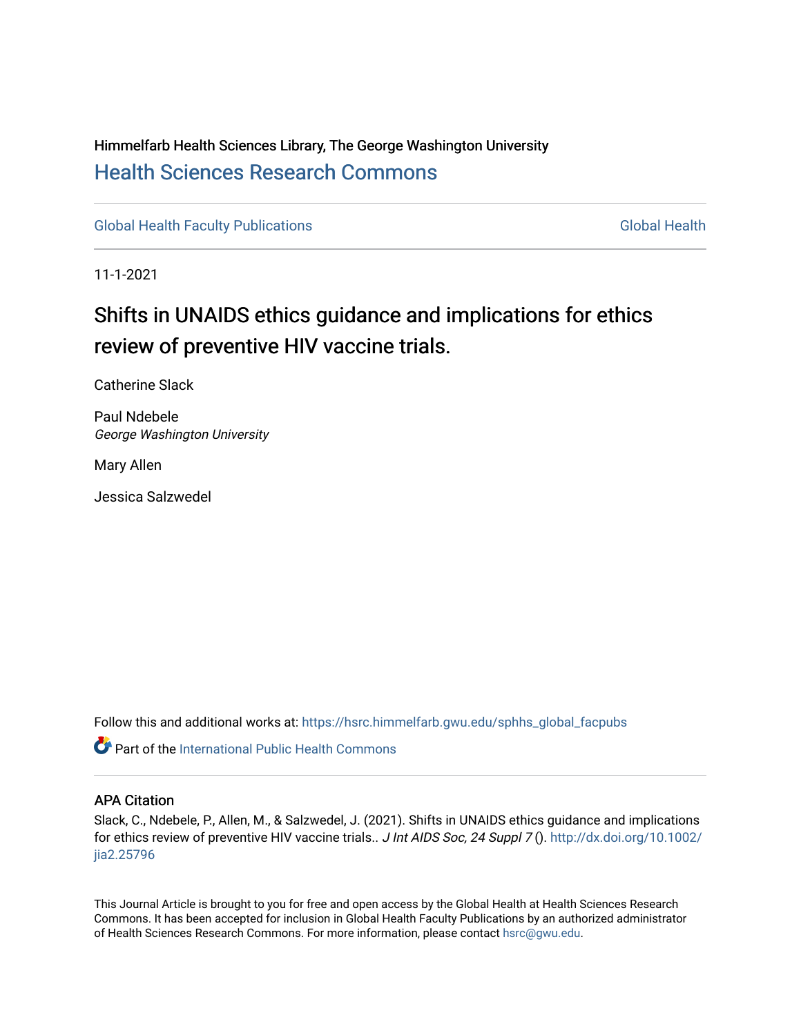Himmelfarb Health Sciences Library, The George Washington University

# Health Sciences Research Commons

Global Health Faculty Publications | Global Health

11-1-2021

# Shifts in UNAIDS ethics guidance and implications for ethics review of preventive HIV vaccine trials.

Catherine Slack

Paul Ndebele
*George Washington University*

Mary Allen

Jessica Salzwedel

Follow this and additional works at: https://hsrc.himmelfarb.gwu.edu/sphhs_global_facpubs

Part of the International Public Health Commons

## APA Citation

Slack, C., Ndebele, P., Allen, M., & Salzwedel, J. (2021). Shifts in UNAIDS ethics guidance and implications for ethics review of preventive HIV vaccine trials.. *J Int AIDS Soc, 24 Suppl 7* (). http://dx.doi.org/10.1002/jia2.25796

This Journal Article is brought to you for free and open access by the Global Health at Health Sciences Research Commons. It has been accepted for inclusion in Global Health Faculty Publications by an authorized administrator of Health Sciences Research Commons. For more information, please contact hsrc@gwu.edu.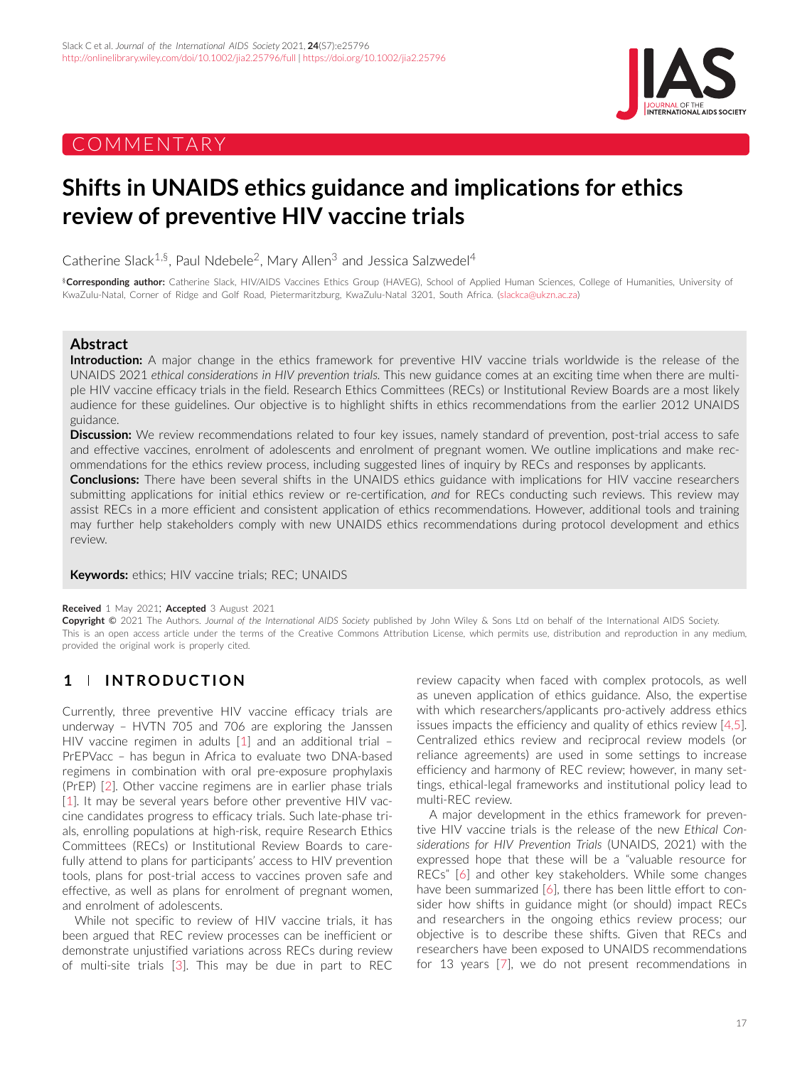# Shifts in UNAIDS ethics guidance and implications for ethics review of preventive HIV vaccine trials

Catherine Slack[1,§], Paul Ndebele[2], Mary Allen[3] and Jessica Salzwedel[4]

[§]**Corresponding author:** Catherine Slack, HIV/AIDS Vaccines Ethics Group (HAVEG), School of Applied Human Sciences, College of Humanities, University of KwaZulu-Natal, Corner of Ridge and Golf Road, Pietermaritzburg, KwaZulu-Natal 3201, South Africa. (slackca@ukzn.ac.za)

## Abstract

**Introduction:** A major change in the ethics framework for preventive HIV vaccine trials worldwide is the release of the UNAIDS 2021 *ethical considerations in HIV prevention trials.* This new guidance comes at an exciting time when there are multiple HIV vaccine efficacy trials in the field. Research Ethics Committees (RECs) or Institutional Review Boards are a most likely audience for these guidelines. Our objective is to highlight shifts in ethics recommendations from the earlier 2012 UNAIDS guidance.

**Discussion:** We review recommendations related to four key issues, namely standard of prevention, post-trial access to safe and effective vaccines, enrolment of adolescents and enrolment of pregnant women. We outline implications and make recommendations for the ethics review process, including suggested lines of inquiry by RECs and responses by applicants.

**Conclusions:** There have been several shifts in the UNAIDS ethics guidance with implications for HIV vaccine researchers submitting applications for initial ethics review or re-certification, *and* for RECs conducting such reviews. This review may assist RECs in a more efficient and consistent application of ethics recommendations. However, additional tools and training may further help stakeholders comply with new UNAIDS ethics recommendations during protocol development and ethics review.

**Keywords:** ethics; HIV vaccine trials; REC; UNAIDS

**Received** 1 May 2021; **Accepted** 3 August 2021

**Copyright ©** 2021 The Authors. *Journal of the International AIDS Society* published by John Wiley & Sons Ltd on behalf of the International AIDS Society.

This is an open access article under the terms of the Creative Commons Attribution License, which permits use, distribution and reproduction in any medium, provided the original work is properly cited.

## 1 | INTRODUCTION

Currently, three preventive HIV vaccine efficacy trials are underway – HVTN 705 and 706 are exploring the Janssen HIV vaccine regimen in adults [1] and an additional trial – PrEPVacc – has begun in Africa to evaluate two DNA-based regimens in combination with oral pre-exposure prophylaxis (PrEP) [2]. Other vaccine regimens are in earlier phase trials [1]. It may be several years before other preventive HIV vaccine candidates progress to efficacy trials. Such late-phase trials, enrolling populations at high-risk, require Research Ethics Committees (RECs) or Institutional Review Boards to carefully attend to plans for participants' access to HIV prevention tools, plans for post-trial access to vaccines proven safe and effective, as well as plans for enrolment of pregnant women, and enrolment of adolescents.

While not specific to review of HIV vaccine trials, it has been argued that REC review processes can be inefficient or demonstrate unjustified variations across RECs during review of multi-site trials [3]. This may be due in part to REC review capacity when faced with complex protocols, as well as uneven application of ethics guidance. Also, the expertise with which researchers/applicants pro-actively address ethics issues impacts the efficiency and quality of ethics review [4,5]. Centralized ethics review and reciprocal review models (or reliance agreements) are used in some settings to increase efficiency and harmony of REC review; however, in many settings, ethical-legal frameworks and institutional policy lead to multi-REC review.

A major development in the ethics framework for preventive HIV vaccine trials is the release of the new *Ethical Considerations for HIV Prevention Trials* (UNAIDS, 2021) with the expressed hope that these will be a "valuable resource for RECs" [6] and other key stakeholders. While some changes have been summarized [6], there has been little effort to consider how shifts in guidance might (or should) impact RECs and researchers in the ongoing ethics review process; our objective is to describe these shifts. Given that RECs and researchers have been exposed to UNAIDS recommendations for 13 years [7], we do not present recommendations in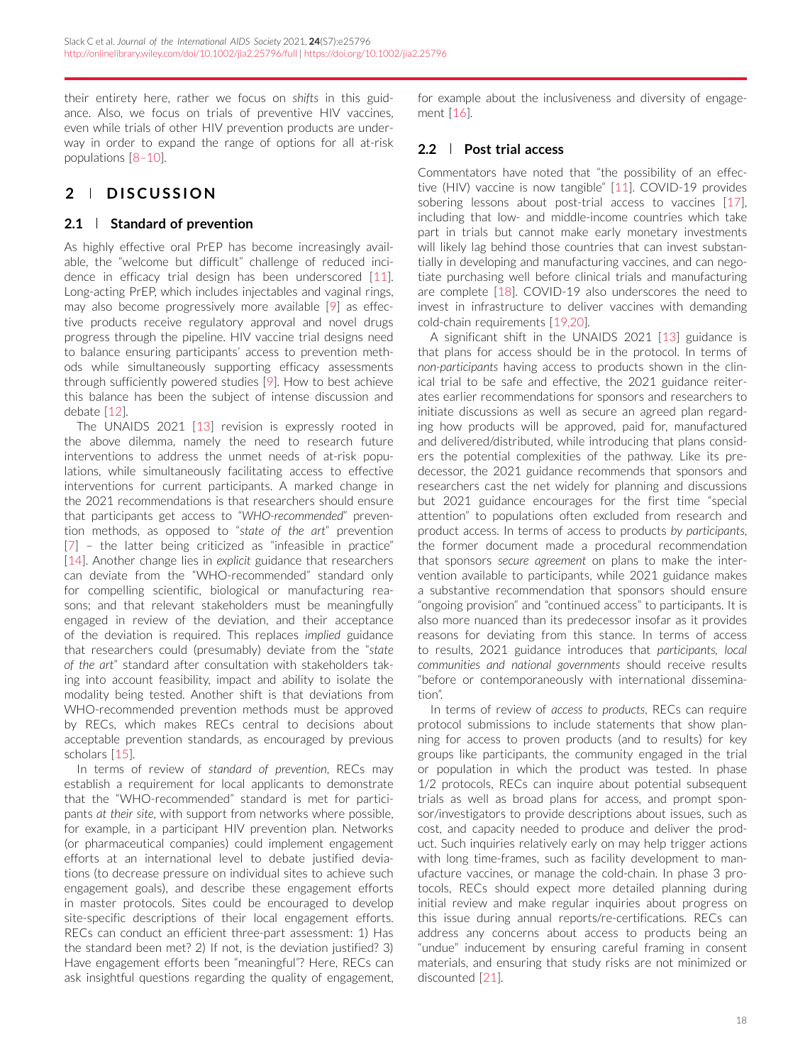their entirety here, rather we focus on *shifts* in this guidance. Also, we focus on trials of preventive HIV vaccines, even while trials of other HIV prevention products are underway in order to expand the range of options for all at-risk populations [8–10].

## 2 | DISCUSSION

### 2.1 | Standard of prevention

As highly effective oral PrEP has become increasingly available, the "welcome but difficult" challenge of reduced incidence in efficacy trial design has been underscored [11]. Long-acting PrEP, which includes injectables and vaginal rings, may also become progressively more available [9] as effective products receive regulatory approval and novel drugs progress through the pipeline. HIV vaccine trial designs need to balance ensuring participants' access to prevention methods while simultaneously supporting efficacy assessments through sufficiently powered studies [9]. How to best achieve this balance has been the subject of intense discussion and debate [12].

The UNAIDS 2021 [13] revision is expressly rooted in the above dilemma, namely the need to research future interventions to address the unmet needs of at-risk populations, while simultaneously facilitating access to effective interventions for current participants. A marked change in the 2021 recommendations is that researchers should ensure that participants get access to "*WHO-recommended*" prevention methods, as opposed to "*state of the art*" prevention [7] – the latter being criticized as "infeasible in practice" [14]. Another change lies in *explicit* guidance that researchers can deviate from the "WHO-recommended" standard only for compelling scientific, biological or manufacturing reasons; and that relevant stakeholders must be meaningfully engaged in review of the deviation, and their acceptance of the deviation is required. This replaces *implied* guidance that researchers could (presumably) deviate from the "*state of the art*" standard after consultation with stakeholders taking into account feasibility, impact and ability to isolate the modality being tested. Another shift is that deviations from WHO-recommended prevention methods must be approved by RECs, which makes RECs central to decisions about acceptable prevention standards, as encouraged by previous scholars [15].

In terms of review of *standard of prevention*, RECs may establish a requirement for local applicants to demonstrate that the "WHO-recommended" standard is met for participants *at their site*, with support from networks where possible, for example, in a participant HIV prevention plan. Networks (or pharmaceutical companies) could implement engagement efforts at an international level to debate justified deviations (to decrease pressure on individual sites to achieve such engagement goals), and describe these engagement efforts in master protocols. Sites could be encouraged to develop site-specific descriptions of their local engagement efforts. RECs can conduct an efficient three-part assessment: 1) Has the standard been met? 2) If not, is the deviation justified? 3) Have engagement efforts been "meaningful"? Here, RECs can ask insightful questions regarding the quality of engagement, for example about the inclusiveness and diversity of engagement [16].

### 2.2 | Post trial access

Commentators have noted that "the possibility of an effective (HIV) vaccine is now tangible" [11]. COVID-19 provides sobering lessons about post-trial access to vaccines [17], including that low- and middle-income countries which take part in trials but cannot make early monetary investments will likely lag behind those countries that can invest substantially in developing and manufacturing vaccines, and can negotiate purchasing well before clinical trials and manufacturing are complete [18]. COVID-19 also underscores the need to invest in infrastructure to deliver vaccines with demanding cold-chain requirements [19,20].

A significant shift in the UNAIDS 2021 [13] guidance is that plans for access should be in the protocol. In terms of *non-participants* having access to products shown in the clinical trial to be safe and effective, the 2021 guidance reiterates earlier recommendations for sponsors and researchers to initiate discussions as well as secure an agreed plan regarding how products will be approved, paid for, manufactured and delivered/distributed, while introducing that plans consider the potential complexities of the pathway. Like its predecessor, the 2021 guidance recommends that sponsors and researchers cast the net widely for planning and discussions but 2021 guidance encourages for the first time "special attention" to populations often excluded from research and product access. In terms of access to products *by participants*, the former document made a procedural recommendation that sponsors *secure agreement* on plans to make the intervention available to participants, while 2021 guidance makes a substantive recommendation that sponsors should ensure "ongoing provision" and "continued access" to participants. It is also more nuanced than its predecessor insofar as it provides reasons for deviating from this stance. In terms of access to results, 2021 guidance introduces that *participants, local communities and national governments* should receive results "before or contemporaneously with international dissemination".

In terms of review of *access to products*, RECs can require protocol submissions to include statements that show planning for access to proven products (and to results) for key groups like participants, the community engaged in the trial or population in which the product was tested. In phase 1/2 protocols, RECs can inquire about potential subsequent trials as well as broad plans for access, and prompt sponsor/investigators to provide descriptions about issues, such as cost, and capacity needed to produce and deliver the product. Such inquiries relatively early on may help trigger actions with long time-frames, such as facility development to manufacture vaccines, or manage the cold-chain. In phase 3 protocols, RECs should expect more detailed planning during initial review and make regular inquiries about progress on this issue during annual reports/re-certifications. RECs can address any concerns about access to products being an "undue" inducement by ensuring careful framing in consent materials, and ensuring that study risks are not minimized or discounted [21].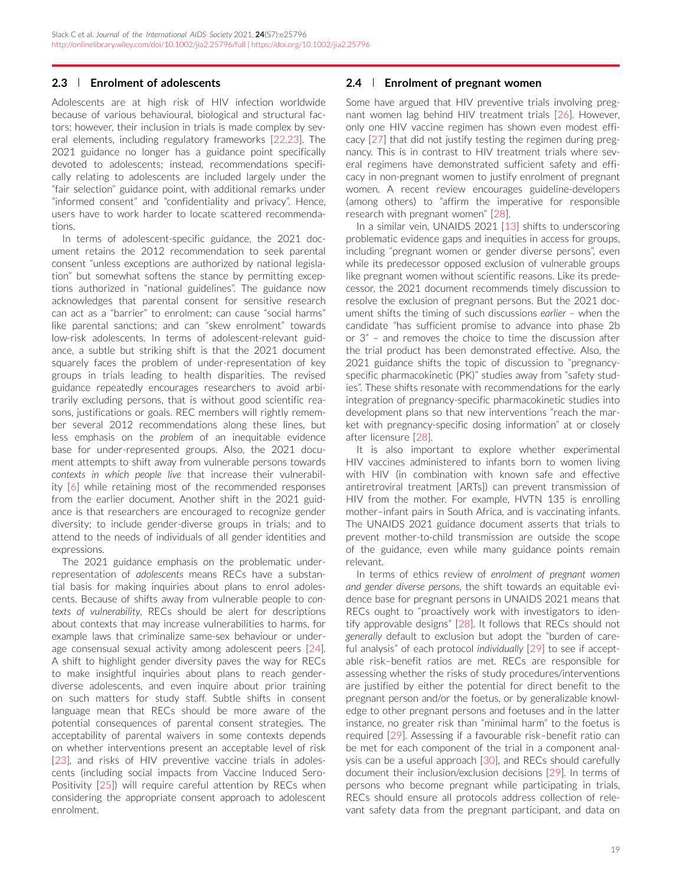### 2.3 | Enrolment of adolescents

Adolescents are at high risk of HIV infection worldwide because of various behavioural, biological and structural factors; however, their inclusion in trials is made complex by several elements, including regulatory frameworks [22,23]. The 2021 guidance no longer has a guidance point specifically devoted to adolescents; instead, recommendations specifically relating to adolescents are included largely under the "fair selection" guidance point, with additional remarks under "informed consent" and "confidentiality and privacy". Hence, users have to work harder to locate scattered recommendations.

In terms of adolescent-specific guidance, the 2021 document retains the 2012 recommendation to seek parental consent "unless exceptions are authorized by national legislation" but somewhat softens the stance by permitting exceptions authorized in "national guidelines". The guidance now acknowledges that parental consent for sensitive research can act as a "barrier" to enrolment; can cause "social harms" like parental sanctions; and can "skew enrolment" towards low-risk adolescents. In terms of adolescent-relevant guidance, a subtle but striking shift is that the 2021 document squarely faces the problem of under-representation of key groups in trials leading to health disparities. The revised guidance repeatedly encourages researchers to avoid arbitrarily excluding persons, that is without good scientific reasons, justifications or goals. REC members will rightly remember several 2012 recommendations along these lines, but less emphasis on the *problem* of an inequitable evidence base for under-represented groups. Also, the 2021 document attempts to shift away from vulnerable persons towards *contexts in which people live* that increase their vulnerability [6] while retaining most of the recommended responses from the earlier document. Another shift in the 2021 guidance is that researchers are encouraged to recognize gender diversity; to include gender-diverse groups in trials; and to attend to the needs of individuals of all gender identities and expressions.

The 2021 guidance emphasis on the problematic under-representation of *adolescents* means RECs have a substantial basis for making inquiries about plans to enrol adolescents. Because of shifts away from vulnerable people to *contexts of vulnerability*, RECs should be alert for descriptions about contexts that may increase vulnerabilities to harms, for example laws that criminalize same-sex behaviour or under-age consensual sexual activity among adolescent peers [24]. A shift to highlight gender diversity paves the way for RECs to make insightful inquiries about plans to reach gender-diverse adolescents, and even inquire about prior training on such matters for study staff. Subtle shifts in consent language mean that RECs should be more aware of the potential consequences of parental consent strategies. The acceptability of parental waivers in some contexts depends on whether interventions present an acceptable level of risk [23], and risks of HIV preventive vaccine trials in adolescents (including social impacts from Vaccine Induced Sero-Positivity [25]) will require careful attention by RECs when considering the appropriate consent approach to adolescent enrolment.

### 2.4 | Enrolment of pregnant women

Some have argued that HIV preventive trials involving pregnant women lag behind HIV treatment trials [26]. However, only one HIV vaccine regimen has shown even modest efficacy [27] that did not justify testing the regimen during pregnancy. This is in contrast to HIV treatment trials where several regimens have demonstrated sufficient safety and efficacy in non-pregnant women to justify enrolment of pregnant women. A recent review encourages guideline-developers (among others) to "affirm the imperative for responsible research with pregnant women" [28].

In a similar vein, UNAIDS 2021 [13] shifts to underscoring problematic evidence gaps and inequities in access for groups, including "pregnant women or gender diverse persons", even while its predecessor opposed exclusion of vulnerable groups like pregnant women without scientific reasons. Like its predecessor, the 2021 document recommends timely discussion to resolve the exclusion of pregnant persons. But the 2021 document shifts the timing of such discussions *earlier* – when the candidate "has sufficient promise to advance into phase 2b or 3" – and removes the choice to time the discussion after the trial product has been demonstrated effective. Also, the 2021 guidance shifts the topic of discussion to "pregnancy-specific pharmacokinetic (PK)" studies away from "safety studies". These shifts resonate with recommendations for the early integration of pregnancy-specific pharmacokinetic studies into development plans so that new interventions "reach the market with pregnancy-specific dosing information" at or closely after licensure [28].

It is also important to explore whether experimental HIV vaccines administered to infants born to women living with HIV (in combination with known safe and effective antiretroviral treatment [ARTs]) can prevent transmission of HIV from the mother. For example, HVTN 135 is enrolling mother–infant pairs in South Africa, and is vaccinating infants. The UNAIDS 2021 guidance document asserts that trials to prevent mother-to-child transmission are outside the scope of the guidance, even while many guidance points remain relevant.

In terms of ethics review of *enrolment of pregnant women and gender diverse persons*, the shift towards an equitable evidence base for pregnant persons in UNAIDS 2021 means that RECs ought to "proactively work with investigators to identify approvable designs" [28]. It follows that RECs should not *generally* default to exclusion but adopt the "burden of careful analysis" of each protocol *individually* [29] to see if acceptable risk–benefit ratios are met. RECs are responsible for assessing whether the risks of study procedures/interventions are justified by either the potential for direct benefit to the pregnant person and/or the foetus, or by generalizable knowledge to other pregnant persons and foetuses and in the latter instance, no greater risk than "minimal harm" to the foetus is required [29]. Assessing if a favourable risk–benefit ratio can be met for each component of the trial in a component analysis can be a useful approach [30], and RECs should carefully document their inclusion/exclusion decisions [29]. In terms of persons who become pregnant while participating in trials, RECs should ensure all protocols address collection of relevant safety data from the pregnant participant, and data on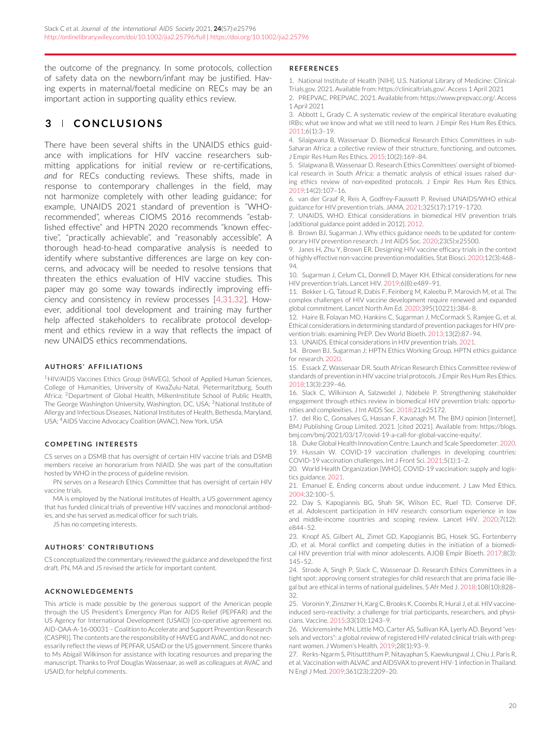the outcome of the pregnancy. In some protocols, collection of safety data on the newborn/infant may be justified. Having experts in maternal/foetal medicine on RECs may be an important action in supporting quality ethics review.

## 3 | CONCLUSIONS

There have been several shifts in the UNAIDS ethics guidance with implications for HIV vaccine researchers submitting applications for initial review or re-certifications, *and* for RECs conducting reviews. These shifts, made in response to contemporary challenges in the field, may not harmonize completely with other leading guidance; for example, UNAIDS 2021 standard of prevention is "WHO-recommended", whereas CIOMS 2016 recommends "established effective" and HPTN 2020 recommends "known effective", "practically achievable", and "reasonably accessible". A thorough head-to-head comparative analysis is needed to identify where substantive differences are large on key concerns, and advocacy will be needed to resolve tensions that threaten the ethics evaluation of HIV vaccine studies. This paper may go some way towards indirectly improving efficiency and consistency in review processes [4,31,32]. However, additional tool development and training may further help affected stakeholders to recalibrate protocol development and ethics review in a way that reflects the impact of new UNAIDS ethics recommendations.

### AUTHORS' AFFILIATIONS

[1]HIV/AIDS Vaccines Ethics Group (HAVEG), School of Applied Human Sciences, College of Humanities, University of KwaZulu-Natal, Pietermaritzburg, South Africa; [2]Department of Global Health, MilkenInstitute School of Public Health, The George Washington University, Washington, DC, USA; [3]National Institute of Allergy and Infectious Diseases, National Institutes of Health, Bethesda, Maryland, USA; [4]AIDS Vaccine Advocacy Coalition (AVAC), New York, USA

### COMPETING INTERESTS

CS serves on a DSMB that has oversight of certain HIV vaccine trials and DSMB members receive an honorarium from NIAID. She was part of the consultation hosted by WHO in the process of guideline revision.

PN serves on a Research Ethics Committee that has oversight of certain HIV vaccine trials.

MA is employed by the National Institutes of Health, a US government agency that has funded clinical trials of preventive HIV vaccines and monoclonal antibodies, and she has served as medical officer for such trials.

JS has no competing interests.

### AUTHORS' CONTRIBUTIONS

CS conceptualized the commentary, reviewed the guidance and developed the first draft. PN, MA and JS revised the article for important content.

### ACKNOWLEDGEMENTS

This article is made possible by the generous support of the American people through the US President's Emergency Plan for AIDS Relief (PEPFAR) and the US Agency for International Development (USAID) [co-operative agreement no. AID-OAA-A-16-00031 – Coalition to Accelerate and Support Prevention Research (CASPR)]. The contents are the responsibility of HAVEG and AVAC, and do not necessarily reflect the views of PEPFAR, USAID or the US government. Sincere thanks to Ms Abigail Wilkinson for assistance with locating resources and preparing the manuscript. Thanks to Prof Douglas Wassenaar, as well as colleagues at AVAC and USAID, for helpful comments.

### REFERENCES

1. National Institute of Health [NIH]. U.S. National Library of Medicine: ClinicalTrials.gov. 2021. Available from: https://clinicaltrials.gov/. Access 1 April 2021
2. PREPVAC. PREPVAC. 2021. Available from: https://www.prepvacc.org/. Access 1 April 2021
3. Abbott L, Grady C. A systematic review of the empirical literature evaluating IRBs: what we know and what we still need to learn. J Empir Res Hum Res Ethics. 2011;6(1):3–19.
4. Silaigwana B, Wassenaar D. Biomedical Research Ethics Committees in sub-Saharan Africa: a collective review of their structure, functioning, and outcomes. J Empir Res Hum Res Ethics. 2015;10(2):169–84.
5. Silaigwana B, Wassenaar D. Research Ethics Committees' oversight of biomedical research in South Africa: a thematic analysis of ethical issues raised during ethics review of non-expedited protocols. J Empir Res Hum Res Ethics. 2019;14(2):107–16.
6. van der Graaf R, Reis A, Godfrey-Faussett P. Revised UNAIDS/WHO ethical guidance for HIV prevention trials. JAMA. 2021;325(17):1719–1720.
7. UNAIDS, WHO. Ethical considerations in biomedical HIV prevention trials [additional guidance point added in 2012]. 2012.
8. Brown BJ, Sugarman J. Why ethics guidance needs to be updated for contemporary HIV prevention research. J Int AIDS Soc. 2020;23(5):e25500.
9. Janes H, Zhu Y, Brown ER. Designing HIV vaccine efficacy trials in the context of highly effective non-vaccine prevention modalities. Stat Biosci. 2020;12(3):468–94.
10. Sugarman J, Celum CL, Donnell D, Mayer KH. Ethical considerations for new HIV prevention trials. Lancet HIV. 2019;6(8):e489–91.
11. Bekker L-G, Tatoud R, Dabis F, Feinberg M, Kaleebu P, Marovich M, et al. The complex challenges of HIV vaccine development require renewed and expanded global commitment. Lancet North Am Ed. 2020;395(10221):384–8.
12. Haire B, Folayan MO, Hankins C, Sugarman J, McCormack S, Ramjee G, et al. Ethical considerations in determining standard of prevention packages for HIV prevention trials: examining PrEP. Dev World Bioeth. 2013;13(2):87–94.
13. UNAIDS. Ethical considerations in HIV prevention trials. 2021.
14. Brown BJ, Sugarman J; HPTN Ethics Working Group. HPTN ethics guidance for research. 2020.
15. Essack Z, Wassenaar DR. South African Research Ethics Committee review of standards of prevention in HIV vaccine trial protocols. J Empir Res Hum Res Ethics. 2018;13(3):239–46.
16. Slack C, Wilkinson A, Salzwedel J, Ndebele P. Strengthening stakeholder engagement through ethics review in biomedical HIV prevention trials: opportunities and complexities. J Int AIDS Soc. 2018;21:e25172.
17. del Rio C, Gonsalves G, Hassan F, Kavanagh M. The BMJ opinion [Internet]. BMJ Publishing Group Limited. 2021. [cited 2021]. Available from: https://blogs.bmj.com/bmj/2021/03/17/covid-19-a-call-for-global-vaccine-equity/.
18. Duke Global Health Innovation Centre. Launch and Scale Speedometer. 2020.
19. Hussain W. COVID-19 vaccination challenges in developing countries: COVID-19 vaccination challenges. Int J Front Sci. 2021;5(1):1–2.
20. World Health Organization [WHO]. COVID-19 vaccination: supply and logistics guidance. 2021.
21. Emanuel E. Ending concerns about undue inducement. J Law Med Ethics. 2004;32:100–5.
22. Day S, Kapogiannis BG, Shah SK, Wilson EC, Ruel TD, Conserve DF, et al. Adolescent participation in HIV research: consortium experience in low and middle-income countries and scoping review. Lancet HIV. 2020;7(12):e844–52.
23. Knopf AS, Gilbert AL, Zimet GD, Kapogiannis BG, Hosek SG, Fortenberry JD, et al. Moral conflict and competing duties in the initiation of a biomedical HIV prevention trial with minor adolescents. AJOB Empir Bioeth. 2017;8(3):145–52.
24. Strode A, Singh P, Slack C, Wassenaar D. Research Ethics Committees in a tight spot: approving consent strategies for child research that are prima facie illegal but are ethical in terms of national guidelines. S Afr Med J. 2018;108(10):828–32.
25. Voronin Y, Zinszner H, Karg C, Brooks K, Coombs R, Hural J, et al. HIV vaccine-induced sero-reactivity: a challenge for trial participants, researchers, and physicians. Vaccine. 2015;33(10):1243–9.
26. Wickremsinhe MN, Little MO, Carter AS, Sullivan KA, Lyerly AD. Beyond "vessels and vectors": a global review of registered HIV-related clinical trials with pregnant women. J Women's Health. 2019;28(1):93–9.
27. Rerks-Ngarm S, Pitisuttithum P, Nitayaphan S, Kaewkungwal J, Chiu J, Paris R, et al. Vaccination with ALVAC and AIDSVAX to prevent HIV-1 infection in Thailand. N Engl J Med. 2009;361(23):2209–20.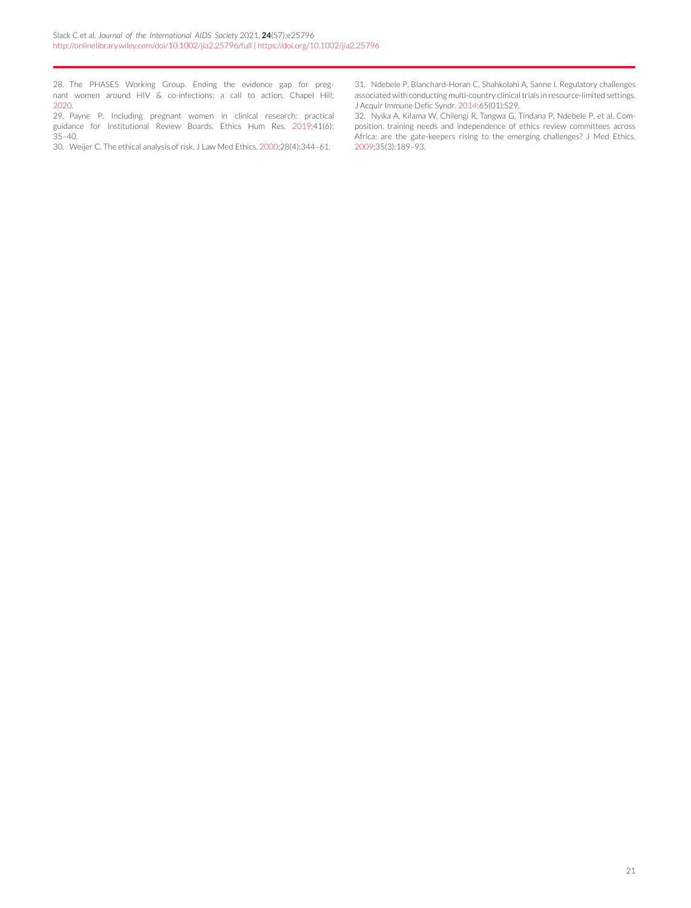28. The PHASES Working Group. Ending the evidence gap for pregnant women around HIV & co-infections: a call to action. Chapel Hill; 2020.

29. Payne P. Including pregnant women in clinical research: practical guidance for Institutional Review Boards. Ethics Hum Res. 2019;41(6): 35–40.

30. Weijer C. The ethical analysis of risk. J Law Med Ethics. 2000;28(4):344–61.

31. Ndebele P, Blanchard-Horan C, Shahkolahi A, Sanne I. Regulatory challenges associated with conducting multi-country clinical trials in resource-limited settings. J Acquir Immune Defic Syndr. 2014;65(01):S29.

32. Nyika A, Kilama W, Chilengi R, Tangwa G, Tindana P, Ndebele P, et al. Composition, training needs and independence of ethics review committees across Africa: are the gate-keepers rising to the emerging challenges? J Med Ethics. 2009;35(3):189–93.